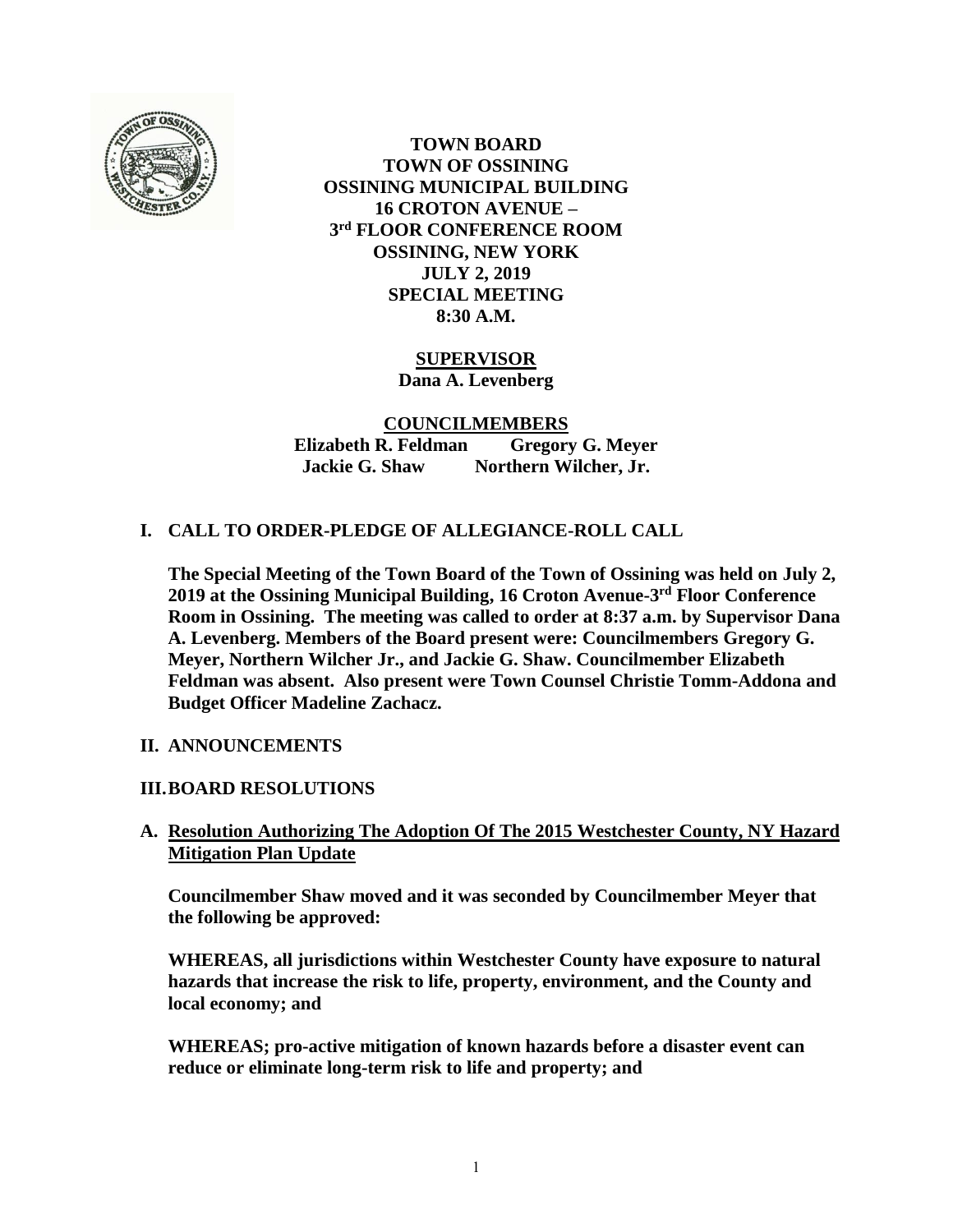**TOWN BOARD**
**TOWN OF OSSINING**
**OSSINING MUNICIPAL BUILDING**
**16 CROTON AVENUE –**
**3rd FLOOR CONFERENCE ROOM**
**OSSINING, NEW YORK**
**JULY 2, 2019**
**SPECIAL MEETING**
**8:30 A.M.**

**SUPERVISOR**
**Dana A. Levenberg**

**COUNCILMEMBERS**
**Elizabeth R. Feldman Gregory G. Meyer**
**Jackie G. Shaw Northern Wilcher, Jr.**

## I. CALL TO ORDER-PLEDGE OF ALLEGIANCE-ROLL CALL

**The Special Meeting of the Town Board of the Town of Ossining was held on July 2, 2019 at the Ossining Municipal Building, 16 Croton Avenue-3rd Floor Conference Room in Ossining. The meeting was called to order at 8:37 a.m. by Supervisor Dana A. Levenberg. Members of the Board present were: Councilmembers Gregory G. Meyer, Northern Wilcher Jr., and Jackie G. Shaw. Councilmember Elizabeth Feldman was absent. Also present were Town Counsel Christie Tomm-Addona and Budget Officer Madeline Zachacz.**

## II. ANNOUNCEMENTS

## III. BOARD RESOLUTIONS

### A. Resolution Authorizing The Adoption Of The 2015 Westchester County, NY Hazard Mitigation Plan Update

**Councilmember Shaw moved and it was seconded by Councilmember Meyer that the following be approved:**

**WHEREAS, all jurisdictions within Westchester County have exposure to natural hazards that increase the risk to life, property, environment, and the County and local economy; and**

**WHEREAS; pro-active mitigation of known hazards before a disaster event can reduce or eliminate long-term risk to life and property; and**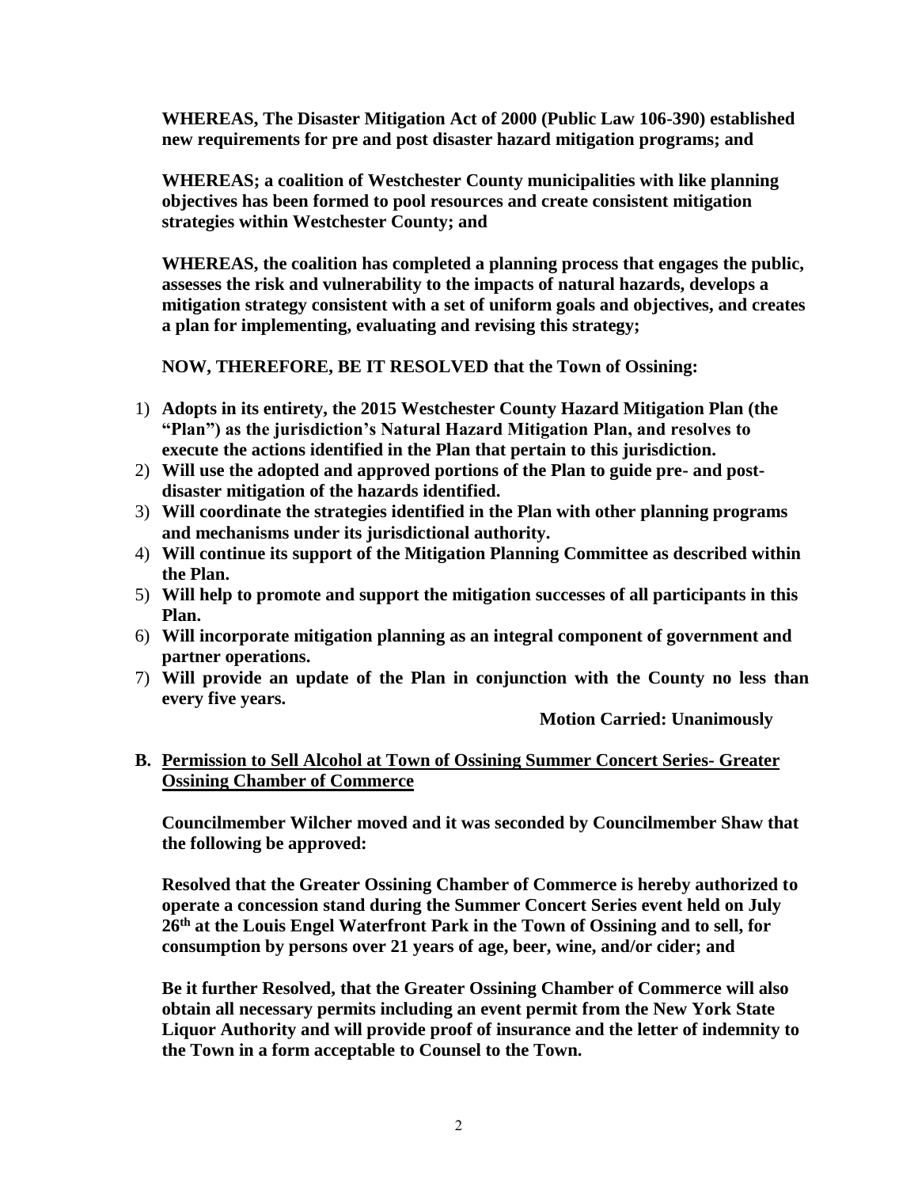**WHEREAS, The Disaster Mitigation Act of 2000 (Public Law 106-390) established new requirements for pre and post disaster hazard mitigation programs; and**

**WHEREAS; a coalition of Westchester County municipalities with like planning objectives has been formed to pool resources and create consistent mitigation strategies within Westchester County; and**

**WHEREAS, the coalition has completed a planning process that engages the public, assesses the risk and vulnerability to the impacts of natural hazards, develops a mitigation strategy consistent with a set of uniform goals and objectives, and creates a plan for implementing, evaluating and revising this strategy;**

**NOW, THEREFORE, BE IT RESOLVED that the Town of Ossining:**

1) **Adopts in its entirety, the 2015 Westchester County Hazard Mitigation Plan (the "Plan") as the jurisdiction's Natural Hazard Mitigation Plan, and resolves to execute the actions identified in the Plan that pertain to this jurisdiction.**
2) **Will use the adopted and approved portions of the Plan to guide pre- and post-disaster mitigation of the hazards identified.**
3) **Will coordinate the strategies identified in the Plan with other planning programs and mechanisms under its jurisdictional authority.**
4) **Will continue its support of the Mitigation Planning Committee as described within the Plan.**
5) **Will help to promote and support the mitigation successes of all participants in this Plan.**
6) **Will incorporate mitigation planning as an integral component of government and partner operations.**
7) **Will provide an update of the Plan in conjunction with the County no less than every five years.**

**Motion Carried: Unanimously**

**B. <u>Permission to Sell Alcohol at Town of Ossining Summer Concert Series- Greater Ossining Chamber of Commerce</u>**

**Councilmember Wilcher moved and it was seconded by Councilmember Shaw that the following be approved:**

**Resolved that the Greater Ossining Chamber of Commerce is hereby authorized to operate a concession stand during the Summer Concert Series event held on July 26th at the Louis Engel Waterfront Park in the Town of Ossining and to sell, for consumption by persons over 21 years of age, beer, wine, and/or cider; and**

**Be it further Resolved, that the Greater Ossining Chamber of Commerce will also obtain all necessary permits including an event permit from the New York State Liquor Authority and will provide proof of insurance and the letter of indemnity to the Town in a form acceptable to Counsel to the Town.**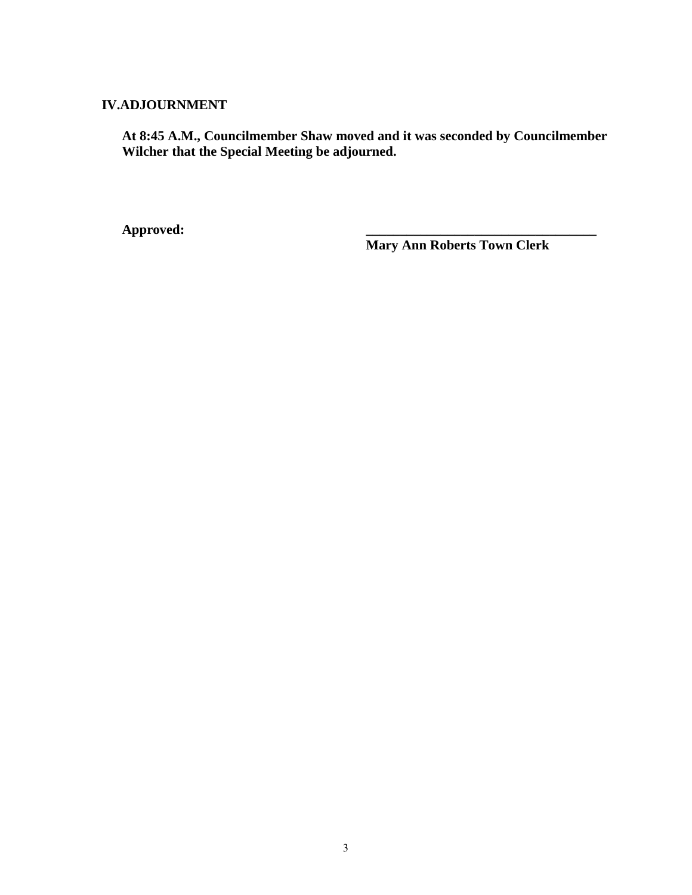**IV.ADJOURNMENT**

**At 8:45 A.M., Councilmember Shaw moved and it was seconded by Councilmember Wilcher that the Special Meeting be adjourned.**

**Approved:** \_\_\_\_\_\_\_\_\_\_\_\_\_\_\_\_\_\_\_\_\_\_\_\_\_\_\_\_\_\_\_\_\_\_\_\_

**Mary Ann Roberts Town Clerk**